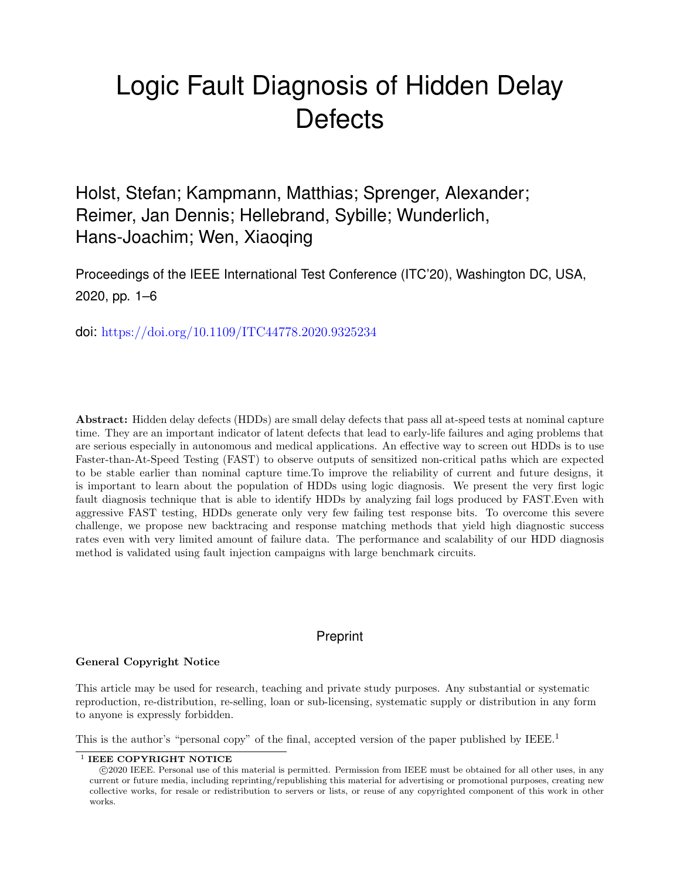# Logic Fault Diagnosis of Hidden Delay Defects

Holst, Stefan; Kampmann, Matthias; Sprenger, Alexander; Reimer, Jan Dennis; Hellebrand, Sybille; Wunderlich, Hans-Joachim; Wen, Xiaoqing

Proceedings of the IEEE International Test Conference (ITC'20), Washington DC, USA, 2020, pp. 1–6

doi: https://doi.org/10.1109/ITC44778.2020.9325234

**Abstract:** Hidden delay defects (HDDs) are small delay defects that pass all at-speed tests at nominal capture time. They are an important indicator of latent defects that lead to early-life failures and aging problems that are serious especially in autonomous and medical applications. An effective way to screen out HDDs is to use Faster-than-At-Speed Testing (FAST) to observe outputs of sensitized non-critical paths which are expected to be stable earlier than nominal capture time.To improve the reliability of current and future designs, it is important to learn about the population of HDDs using logic diagnosis. We present the very first logic fault diagnosis technique that is able to identify HDDs by analyzing fail logs produced by FAST.Even with aggressive FAST testing, HDDs generate only very few failing test response bits. To overcome this severe challenge, we propose new backtracing and response matching methods that yield high diagnostic success rates even with very limited amount of failure data. The performance and scalability of our HDD diagnosis method is validated using fault injection campaigns with large benchmark circuits.

Preprint

**General Copyright Notice**

This article may be used for research, teaching and private study purposes. Any substantial or systematic reproduction, re-distribution, re-selling, loan or sub-licensing, systematic supply or distribution in any form to anyone is expressly forbidden.

This is the author's "personal copy" of the final, accepted version of the paper published by IEEE.[1]

[1] **IEEE COPYRIGHT NOTICE**

©2020 IEEE. Personal use of this material is permitted. Permission from IEEE must be obtained for all other uses, in any current or future media, including reprinting/republishing this material for advertising or promotional purposes, creating new collective works, for resale or redistribution to servers or lists, or reuse of any copyrighted component of this work in other works.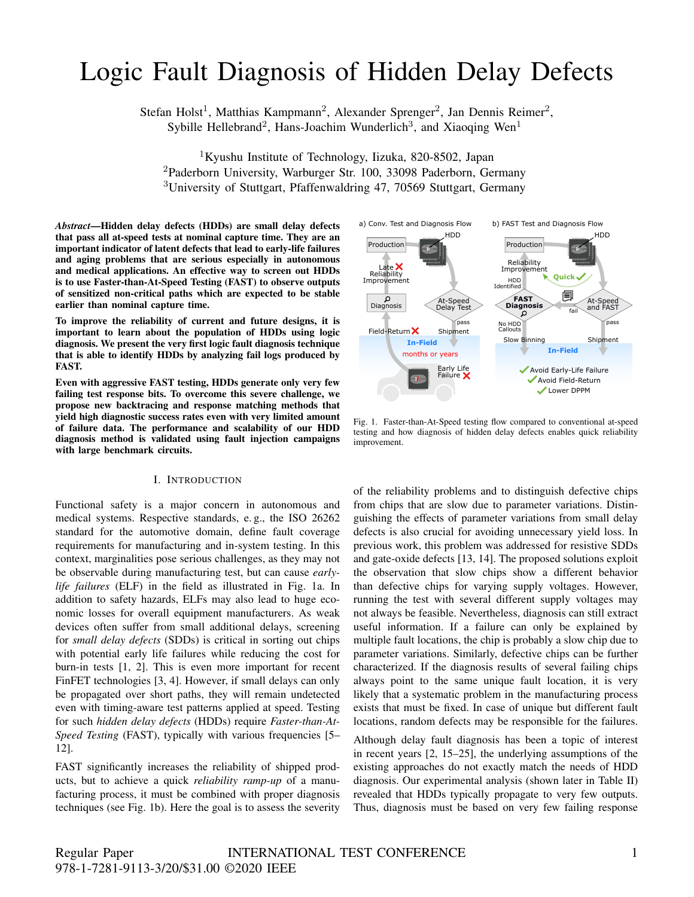# Logic Fault Diagnosis of Hidden Delay Defects

Stefan Holst[1], Matthias Kampmann[2], Alexander Sprenger[2], Jan Dennis Reimer[2], Sybille Hellebrand[2], Hans-Joachim Wunderlich[3], and Xiaoqing Wen[1]

[1]Kyushu Institute of Technology, Iizuka, 820-8502, Japan
[2]Paderborn University, Warburger Str. 100, 33098 Paderborn, Germany
[3]University of Stuttgart, Pfaffenwaldring 47, 70569 Stuttgart, Germany

***Abstract*—Hidden delay defects (HDDs) are small delay defects that pass all at-speed tests at nominal capture time. They are an important indicator of latent defects that lead to early-life failures and aging problems that are serious especially in autonomous and medical applications. An effective way to screen out HDDs is to use Faster-than-At-Speed Testing (FAST) to observe outputs of sensitized non-critical paths which are expected to be stable earlier than nominal capture time.**

**To improve the reliability of current and future designs, it is important to learn about the population of HDDs using logic diagnosis. We present the very first logic fault diagnosis technique that is able to identify HDDs by analyzing fail logs produced by FAST.**

**Even with aggressive FAST testing, HDDs generate only very few failing test response bits. To overcome this severe challenge, we propose new backtracking and response matching methods that yield high diagnostic success rates even with very limited amount of failure data. The performance and scalability of our HDD diagnosis method is validated using fault injection campaigns with large benchmark circuits.**

Fig. 1. Faster-than-At-Speed testing flow compared to conventional at-speed testing and how diagnosis of hidden delay defects enables quick reliability improvement.

## I. Introduction

Functional safety is a major concern in autonomous and medical systems. Respective standards, e. g., the ISO 26262 standard for the automotive domain, define fault coverage requirements for manufacturing and in-system testing. In this context, marginalities pose serious challenges, as they may not be observable during manufacturing test, but can cause *early-life failures* (ELF) in the field as illustrated in Fig. 1a. In addition to safety hazards, ELFs may also lead to huge economic losses for overall equipment manufacturers. As weak devices often suffer from small additional delays, screening for *small delay defects* (SDDs) is critical in sorting out chips with potential early life failures while reducing the cost for burn-in tests [1, 2]. This is even more important for recent FinFET technologies [3, 4]. However, if small delays can only be propagated over short paths, they will remain undetected even with timing-aware test patterns applied at speed. Testing for such *hidden delay defects* (HDDs) require *Faster-than-At-Speed Testing* (FAST), typically with various frequencies [5–12].

FAST significantly increases the reliability of shipped products, but to achieve a quick *reliability ramp-up* of a manufacturing process, it must be combined with proper diagnosis techniques (see Fig. 1b). Here the goal is to assess the severity of the reliability problems and to distinguish defective chips from chips that are slow due to parameter variations. Distinguishing the effects of parameter variations from small delay defects is also crucial for avoiding unnecessary yield loss. In previous work, this problem was addressed for resistive SDDs and gate-oxide defects [13, 14]. The proposed solutions exploit the observation that slow chips show a different behavior than defective chips for varying supply voltages. However, running the test with several different supply voltages may not always be feasible. Nevertheless, diagnosis can still extract useful information. If a failure can only be explained by multiple fault locations, the chip is probably a slow chip due to parameter variations. Similarly, defective chips can be further characterized. If the diagnosis results of several failing chips always point to the same unique fault location, it is very likely that a systematic problem in the manufacturing process exists that must be fixed. In case of unique but different fault locations, random defects may be responsible for the failures.

Although delay fault diagnosis has been a topic of interest in recent years [2, 15–25], the underlying assumptions of the existing approaches do not exactly match the needs of HDD diagnosis. Our experimental analysis (shown later in Table II) revealed that HDDs typically propagate to very few outputs. Thus, diagnosis must be based on very few failing response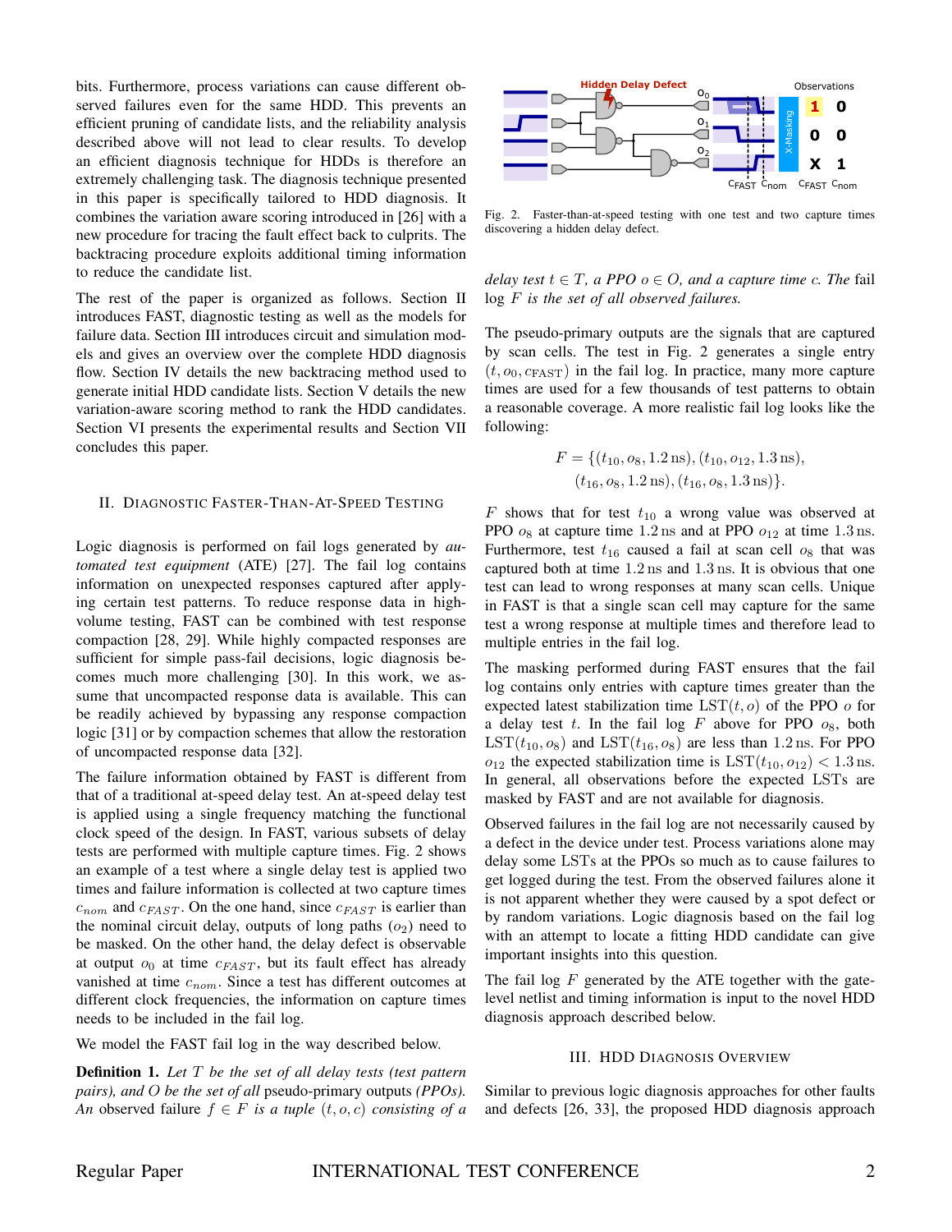bits. Furthermore, process variations can cause different observed failures even for the same HDD. This prevents an efficient pruning of candidate lists, and the reliability analysis described above will not lead to clear results. To develop an efficient diagnosis technique for HDDs is therefore an extremely challenging task. The diagnosis technique presented in this paper is specifically tailored to HDD diagnosis. It combines the variation aware scoring introduced in [26] with a new procedure for tracing the fault effect back to culprits. The backtracing procedure exploits additional timing information to reduce the candidate list.

The rest of the paper is organized as follows. Section II introduces FAST, diagnostic testing as well as the models for failure data. Section III introduces circuit and simulation models and gives an overview over the complete HDD diagnosis flow. Section IV details the new backtracing method used to generate initial HDD candidate lists. Section V details the new variation-aware scoring method to rank the HDD candidates. Section VI presents the experimental results and Section VII concludes this paper.

## II. Diagnostic Faster-Than-At-Speed Testing

Logic diagnosis is performed on fail logs generated by *automated test equipment* (ATE) [27]. The fail log contains information on unexpected responses captured after applying certain test patterns. To reduce response data in high-volume testing, FAST can be combined with test response compaction [28, 29]. While highly compacted responses are sufficient for simple pass-fail decisions, logic diagnosis becomes much more challenging [30]. In this work, we assume that uncompacted response data is available. This can be readily achieved by bypassing any response compaction logic [31] or by compaction schemes that allow the restoration of uncompacted response data [32].

The failure information obtained by FAST is different from that of a traditional at-speed delay test. An at-speed delay test is applied using a single frequency matching the functional clock speed of the design. In FAST, various subsets of delay tests are performed with multiple capture times. Fig. 2 shows an example of a test where a single delay test is applied two times and failure information is collected at two capture times $c_{nom}$ and $c_{FAST}$. On the one hand, since $c_{FAST}$ is earlier than the nominal circuit delay, outputs of long paths ($o_2$) need to be masked. On the other hand, the delay defect is observable at output $o_0$ at time $c_{FAST}$, but its fault effect has already vanished at time $c_{nom}$. Since a test has different outcomes at different clock frequencies, the information on capture times needs to be included in the fail log.

We model the FAST fail log in the way described below.

**Definition 1.** *Let $T$ be the set of all delay tests (test pattern pairs), and $O$ be the set of all* pseudo-primary outputs *(PPOs). An* observed failure *$f \in F$ is a tuple $(t, o, c)$ consisting of a delay test $t \in T$, a PPO $o \in O$, and a capture time $c$. The* fail log *$F$ is the set of all observed failures.*

Fig. 2. Faster-than-at-speed testing with one test and two capture times discovering a hidden delay defect.

The pseudo-primary outputs are the signals that are captured by scan cells. The test in Fig. 2 generates a single entry $(t, o_0, c_{\text{FAST}})$ in the fail log. In practice, many more capture times are used for a few thousands of test patterns to obtain a reasonable coverage. A more realistic fail log looks like the following:

$$F = \{(t_{10}, o_8, 1.2\,\text{ns}), (t_{10}, o_{12}, 1.3\,\text{ns}), (t_{16}, o_8, 1.2\,\text{ns}), (t_{16}, o_8, 1.3\,\text{ns})\}.$$

$F$ shows that for test $t_{10}$ a wrong value was observed at PPO $o_8$ at capture time $1.2\,\text{ns}$ and at PPO $o_{12}$ at time $1.3\,\text{ns}$. Furthermore, test $t_{16}$ caused a fail at scan cell $o_8$ that was captured both at time $1.2\,\text{ns}$ and $1.3\,\text{ns}$. It is obvious that one test can lead to wrong responses at many scan cells. Unique in FAST is that a single scan cell may capture for the same test a wrong response at multiple times and therefore lead to multiple entries in the fail log.

The masking performed during FAST ensures that the fail log contains only entries with capture times greater than the expected latest stabilization time $\text{LST}(t, o)$ of the PPO $o$ for a delay test $t$. In the fail log $F$ above for PPO $o_8$, both $\text{LST}(t_{10}, o_8)$ and $\text{LST}(t_{16}, o_8)$ are less than $1.2\,\text{ns}$. For PPO $o_{12}$ the expected stabilization time is $\text{LST}(t_{10}, o_{12}) < 1.3\,\text{ns}$. In general, all observations before the expected LSTs are masked by FAST and are not available for diagnosis.

Observed failures in the fail log are not necessarily caused by a defect in the device under test. Process variations alone may delay some LSTs at the PPOs so much as to cause failures to get logged during the test. From the observed failures alone it is not apparent whether they were caused by a spot defect or by random variations. Logic diagnosis based on the fail log with an attempt to locate a fitting HDD candidate can give important insights into this question.

The fail log $F$ generated by the ATE together with the gate-level netlist and timing information is input to the novel HDD diagnosis approach described below.

## III. HDD Diagnosis Overview

Similar to previous logic diagnosis approaches for other faults and defects [26, 33], the proposed HDD diagnosis approach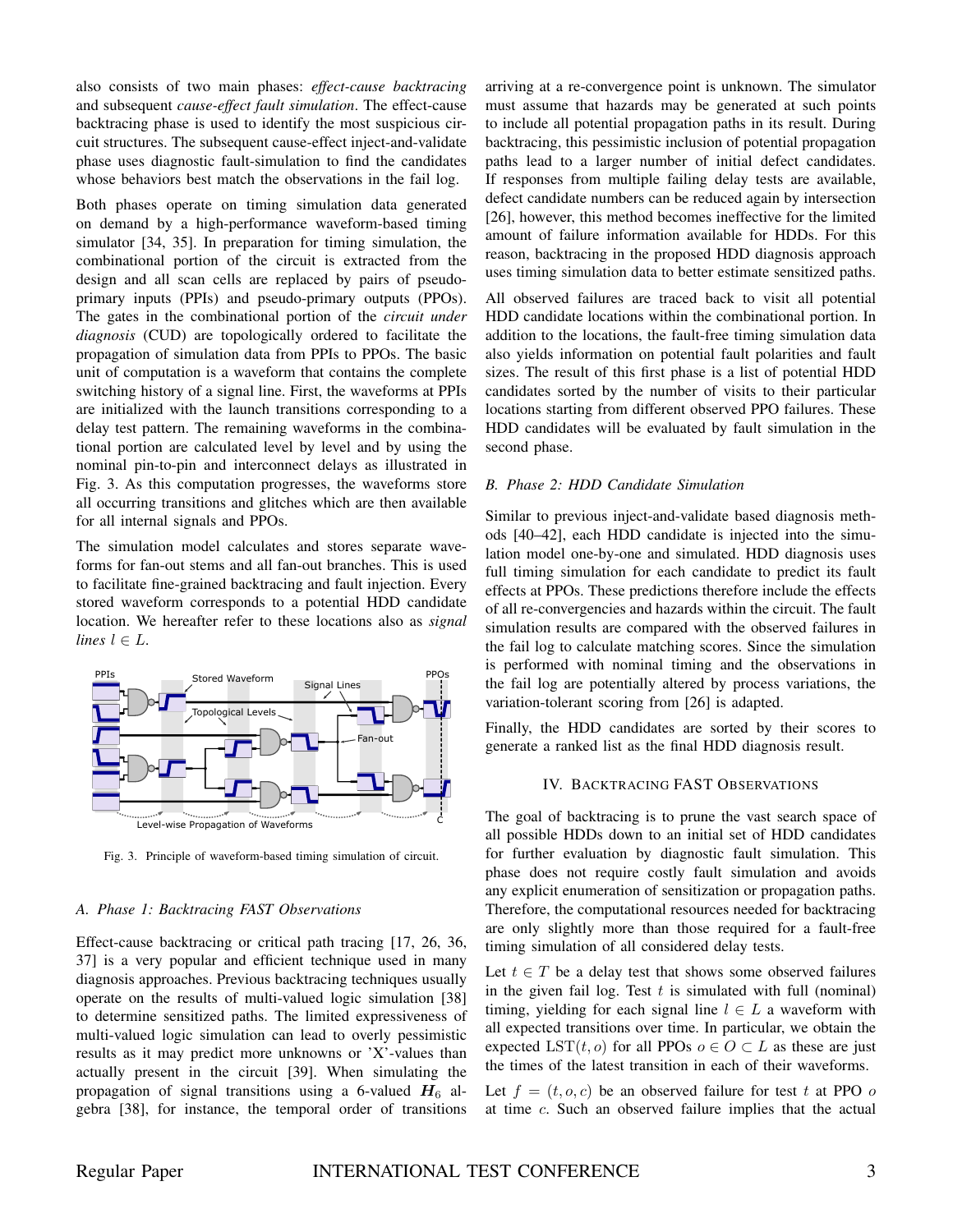also consists of two main phases: *effect-cause backtracing* and subsequent *cause-effect fault simulation*. The effect-cause backtracing phase is used to identify the most suspicious circuit structures. The subsequent cause-effect inject-and-validate phase uses diagnostic fault-simulation to find the candidates whose behaviors best match the observations in the fail log.

Both phases operate on timing simulation data generated on demand by a high-performance waveform-based timing simulator [34, 35]. In preparation for timing simulation, the combinational portion of the circuit is extracted from the design and all scan cells are replaced by pairs of pseudo-primary inputs (PPIs) and pseudo-primary outputs (PPOs). The gates in the combinational portion of the *circuit under diagnosis* (CUD) are topologically ordered to facilitate the propagation of simulation data from PPIs to PPOs. The basic unit of computation is a waveform that contains the complete switching history of a signal line. First, the waveforms at PPIs are initialized with the launch transitions corresponding to a delay test pattern. The remaining waveforms in the combinational portion are calculated level by level and by using the nominal pin-to-pin and interconnect delays as illustrated in Fig. 3. As this computation progresses, the waveforms store all occurring transitions and glitches which are then available for all internal signals and PPOs.

The simulation model calculates and stores separate waveforms for fan-out stems and all fan-out branches. This is used to facilitate fine-grained backtracing and fault injection. Every stored waveform corresponds to a potential HDD candidate location. We hereafter refer to these locations also as *signal lines* $l \in L$.

Fig. 3. Principle of waveform-based timing simulation of circuit.

### A. Phase 1: Backtracing FAST Observations

Effect-cause backtracing or critical path tracing [17, 26, 36, 37] is a very popular and efficient technique used in many diagnosis approaches. Previous backtracing techniques usually operate on the results of multi-valued logic simulation [38] to determine sensitized paths. The limited expressiveness of multi-valued logic simulation can lead to overly pessimistic results as it may predict more unknowns or 'X'-values than actually present in the circuit [39]. When simulating the propagation of signal transitions using a 6-valued $\boldsymbol{H}_6$ algebra [38], for instance, the temporal order of transitions arriving at a re-convergence point is unknown. The simulator must assume that hazards may be generated at such points to include all potential propagation paths in its result. During backtracing, this pessimistic inclusion of potential propagation paths lead to a larger number of initial defect candidates. If responses from multiple failing delay tests are available, defect candidate numbers can be reduced again by intersection [26], however, this method becomes ineffective for the limited amount of failure information available for HDDs. For this reason, backtracing in the proposed HDD diagnosis approach uses timing simulation data to better estimate sensitized paths.

All observed failures are traced back to visit all potential HDD candidate locations within the combinational portion. In addition to the locations, the fault-free timing simulation data also yields information on potential fault polarities and fault sizes. The result of this first phase is a list of potential HDD candidates sorted by the number of visits to their particular locations starting from different observed PPO failures. These HDD candidates will be evaluated by fault simulation in the second phase.

### B. Phase 2: HDD Candidate Simulation

Similar to previous inject-and-validate based diagnosis methods [40–42], each HDD candidate is injected into the simulation model one-by-one and simulated. HDD diagnosis uses full timing simulation for each candidate to predict its fault effects at PPOs. These predictions therefore include the effects of all re-convergencies and hazards within the circuit. The fault simulation results are compared with the observed failures in the fail log to calculate matching scores. Since the simulation is performed with nominal timing and the observations in the fail log are potentially altered by process variations, the variation-tolerant scoring from [26] is adapted.

Finally, the HDD candidates are sorted by their scores to generate a ranked list as the final HDD diagnosis result.

## IV. Backtracing FAST Observations

The goal of backtracing is to prune the vast search space of all possible HDDs down to an initial set of HDD candidates for further evaluation by diagnostic fault simulation. This phase does not require costly fault simulation and avoids any explicit enumeration of sensitization or propagation paths. Therefore, the computational resources needed for backtracing are only slightly more than those required for a fault-free timing simulation of all considered delay tests.

Let $t \in T$ be a delay test that shows some observed failures in the given fail log. Test $t$ is simulated with full (nominal) timing, yielding for each signal line $l \in L$ a waveform with all expected transitions over time. In particular, we obtain the expected $\text{LST}(t, o)$ for all PPOs $o \in O \subset L$ as these are just the times of the latest transition in each of their waveforms.

Let $f = (t, o, c)$ be an observed failure for test $t$ at PPO $o$ at time $c$. Such an observed failure implies that the actual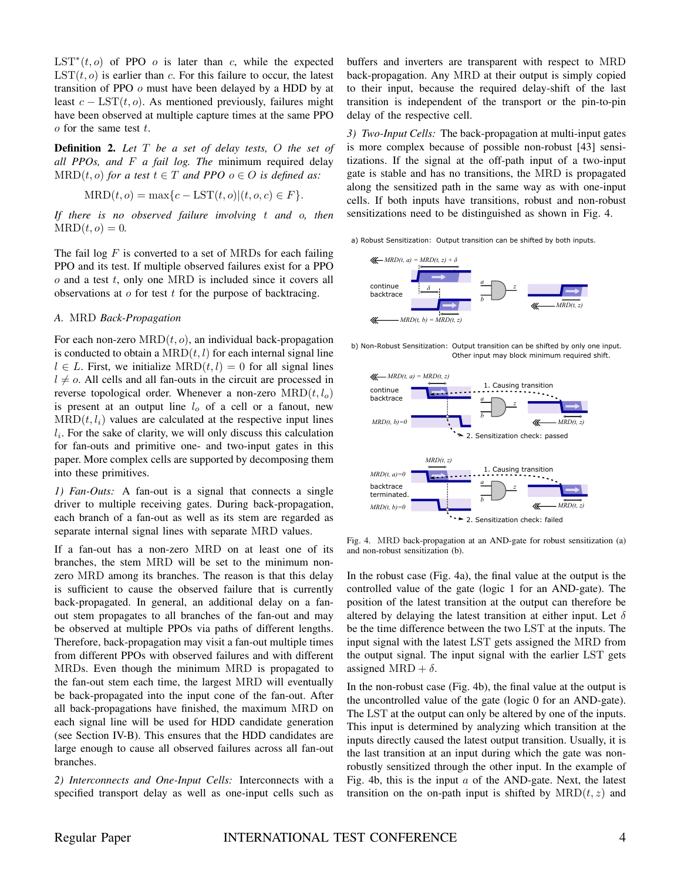$\text{LST}^*(t, o)$ of PPO $o$ is later than $c$, while the expected $\text{LST}(t, o)$ is earlier than $c$. For this failure to occur, the latest transition of PPO $o$ must have been delayed by a HDD by at least $c - \text{LST}(t, o)$. As mentioned previously, failures might have been observed at multiple capture times at the same PPO $o$ for the same test $t$.

**Definition 2.** *Let $T$ be a set of delay tests, $O$ the set of all PPOs, and $F$ a fail log. The* minimum required delay $\text{MRD}(t, o)$ *for a test $t \in T$ and PPO $o \in O$ is defined as:*

$$\text{MRD}(t, o) = \max\{c - \text{LST}(t, o) | (t, o, c) \in F\}.$$

*If there is no observed failure involving $t$ and $o$, then $\text{MRD}(t, o) = 0$.*

The fail log $F$ is converted to a set of MRDs for each failing PPO and its test. If multiple observed failures exist for a PPO $o$ and a test $t$, only one MRD is included since it covers all observations at $o$ for test $t$ for the purpose of backtracing.

### A. MRD *Back-Propagation*

For each non-zero $\text{MRD}(t, o)$, an individual back-propagation is conducted to obtain a $\text{MRD}(t, l)$ for each internal signal line $l \in L$. First, we initialize $\text{MRD}(t, l) = 0$ for all signal lines $l \neq o$. All cells and all fan-outs in the circuit are processed in reverse topological order. Whenever a non-zero $\text{MRD}(t, l_o)$ is present at an output line $l_o$ of a cell or a fanout, new $\text{MRD}(t, l_i)$ values are calculated at the respective input lines $l_i$. For the sake of clarity, we will only discuss this calculation for fan-outs and primitive one- and two-input gates in this paper. More complex cells are supported by decomposing them into these primitives.

*1) Fan-Outs:* A fan-out is a signal that connects a single driver to multiple receiving gates. During back-propagation, each branch of a fan-out as well as its stem are regarded as separate internal signal lines with separate MRD values.

If a fan-out has a non-zero MRD on at least one of its branches, the stem MRD will be set to the minimum non-zero MRD among its branches. The reason is that this delay is sufficient to cause the observed failure that is currently back-propagated. In general, an additional delay on a fan-out stem propagates to all branches of the fan-out and may be observed at multiple PPOs via paths of different lengths. Therefore, back-propagation may visit a fan-out multiple times from different PPOs with observed failures and with different MRDs. Even though the minimum MRD is propagated to the fan-out stem each time, the largest MRD will eventually be back-propagated into the input cone of the fan-out. After all back-propagations have finished, the maximum MRD on each signal line will be used for HDD candidate generation (see Section IV-B). This ensures that the HDD candidates are large enough to cause all observed failures across all fan-out branches.

*2) Interconnects and One-Input Cells:* Interconnects with a specified transport delay as well as one-input cells such as buffers and inverters are transparent with respect to MRD back-propagation. Any MRD at their output is simply copied to their input, because the required delay-shift of the last transition is independent of the transport or the pin-to-pin delay of the respective cell.

*3) Two-Input Cells:* The back-propagation at multi-input gates is more complex because of possible non-robust [43] sensitizations. If the signal at the off-path input of a two-input gate is stable and has no transitions, the MRD is propagated along the sensitized path in the same way as with one-input cells. If both inputs have transitions, robust and non-robust sensitizations need to be distinguished as shown in Fig. 4.

a) Robust Sensitization: Output transition can be shifted by both inputs.

b) Non-Robust Sensitization: Output transition can be shifted by only one input. Other input may block minimum required shift.

Fig. 4. MRD back-propagation at an AND-gate for robust sensitization (a) and non-robust sensitization (b).

In the robust case (Fig. 4a), the final value at the output is the controlled value of the gate (logic 1 for an AND-gate). The position of the latest transition at the output can therefore be altered by delaying the latest transition at either input. Let $\delta$ be the time difference between the two LST at the inputs. The input signal with the latest LST gets assigned the MRD from the output signal. The input signal with the earlier LST gets assigned $\text{MRD} + \delta$.

In the non-robust case (Fig. 4b), the final value at the output is the uncontrolled value of the gate (logic 0 for an AND-gate). The LST at the output can only be altered by one of the inputs. This input is determined by analyzing which transition at the inputs directly caused the latest output transition. Usually, it is the last transition at an input during which the gate was non-robustly sensitized through the other input. In the example of Fig. 4b, this is the input $a$ of the AND-gate. Next, the latest transition on the on-path input is shifted by $\text{MRD}(t, z)$ and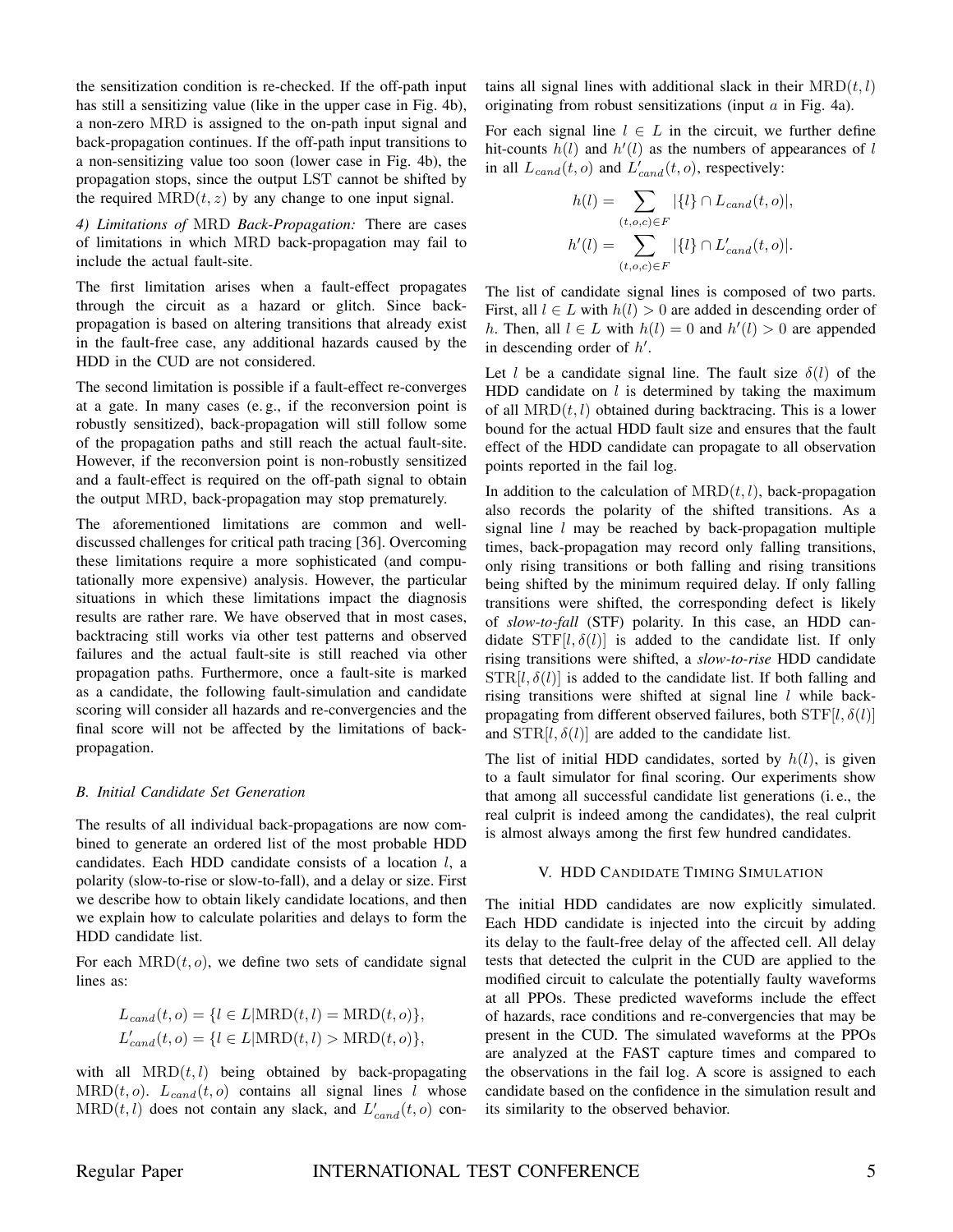the sensitization condition is re-checked. If the off-path input has still a sensitizing value (like in the upper case in Fig. 4b), a non-zero $\mathrm{MRD}$ is assigned to the on-path input signal and back-propagation continues. If the off-path input transitions to a non-sensitizing value too soon (lower case in Fig. 4b), the propagation stops, since the output LST cannot be shifted by the required $\mathrm{MRD}(t, z)$ by any change to one input signal.

*4) Limitations of* $\mathrm{MRD}$ *Back-Propagation:* There are cases of limitations in which $\mathrm{MRD}$ back-propagation may fail to include the actual fault-site.

The first limitation arises when a fault-effect propagates through the circuit as a hazard or glitch. Since back-propagation is based on altering transitions that already exist in the fault-free case, any additional hazards caused by the HDD in the CUD are not considered.

The second limitation is possible if a fault-effect re-converges at a gate. In many cases (e. g., if the reconversion point is robustly sensitized), back-propagation will still follow some of the propagation paths and still reach the actual fault-site. However, if the reconversion point is non-robustly sensitized and a fault-effect is required on the off-path signal to obtain the output $\mathrm{MRD}$, back-propagation may stop prematurely.

The aforementioned limitations are common and well-discussed challenges for critical path tracing [36]. Overcoming these limitations require a more sophisticated (and computationally more expensive) analysis. However, the particular situations in which these limitations impact the diagnosis results are rather rare. We have observed that in most cases, backtracing still works via other test patterns and observed failures and the actual fault-site is still reached via other propagation paths. Furthermore, once a fault-site is marked as a candidate, the following fault-simulation and candidate scoring will consider all hazards and re-convergencies and the final score will not be affected by the limitations of back-propagation.

### B. Initial Candidate Set Generation

The results of all individual back-propagations are now combined to generate an ordered list of the most probable HDD candidates. Each HDD candidate consists of a location $l$, a polarity (slow-to-rise or slow-to-fall), and a delay or size. First we describe how to obtain likely candidate locations, and then we explain how to calculate polarities and delays to form the HDD candidate list.

For each $\mathrm{MRD}(t, o)$, we define two sets of candidate signal lines as:

$$L_{cand}(t, o) = \{l \in L | \mathrm{MRD}(t, l) = \mathrm{MRD}(t, o)\},$$
$$L'_{cand}(t, o) = \{l \in L | \mathrm{MRD}(t, l) > \mathrm{MRD}(t, o)\},$$

with all $\mathrm{MRD}(t, l)$ being obtained by back-propagating $\mathrm{MRD}(t, o)$. $L_{cand}(t, o)$ contains all signal lines $l$ whose $\mathrm{MRD}(t, l)$ does not contain any slack, and $L'_{cand}(t, o)$ contains all signal lines with additional slack in their $\mathrm{MRD}(t, l)$ originating from robust sensitizations (input $a$ in Fig. 4a).

For each signal line $l \in L$ in the circuit, we further define hit-counts $h(l)$ and $h'(l)$ as the numbers of appearances of $l$ in all $L_{cand}(t, o)$ and $L'_{cand}(t, o)$, respectively:

$$h(l) = \sum_{(t,o,c) \in F} |\{l\} \cap L_{cand}(t, o)|,$$
$$h'(l) = \sum_{(t,o,c) \in F} |\{l\} \cap L'_{cand}(t, o)|.$$

The list of candidate signal lines is composed of two parts. First, all $l \in L$ with $h(l) > 0$ are added in descending order of $h$. Then, all $l \in L$ with $h(l) = 0$ and $h'(l) > 0$ are appended in descending order of $h'$.

Let $l$ be a candidate signal line. The fault size $\delta(l)$ of the HDD candidate on $l$ is determined by taking the maximum of all $\mathrm{MRD}(t, l)$ obtained during backtracing. This is a lower bound for the actual HDD fault size and ensures that the fault effect of the HDD candidate can propagate to all observation points reported in the fail log.

In addition to the calculation of $\mathrm{MRD}(t, l)$, back-propagation also records the polarity of the shifted transitions. As a signal line $l$ may be reached by back-propagation multiple times, back-propagation may record only falling transitions, only rising transitions or both falling and rising transitions being shifted by the minimum required delay. If only falling transitions were shifted, the corresponding defect is likely of ***slow-to-fall*** (STF) polarity. In this case, an HDD candidate $\mathrm{STF}[l, \delta(l)]$ is added to the candidate list. If only rising transitions were shifted, a ***slow-to-rise*** HDD candidate $\mathrm{STR}[l, \delta(l)]$ is added to the candidate list. If both falling and rising transitions were shifted at signal line $l$ while back-propagating from different observed failures, both $\mathrm{STF}[l, \delta(l)]$ and $\mathrm{STR}[l, \delta(l)]$ are added to the candidate list.

The list of initial HDD candidates, sorted by $h(l)$, is given to a fault simulator for final scoring. Our experiments show that among all successful candidate list generations (i. e., the real culprit is indeed among the candidates), the real culprit is almost always among the first few hundred candidates.

## V. HDD Candidate Timing Simulation

The initial HDD candidates are now explicitly simulated. Each HDD candidate is injected into the circuit by adding its delay to the fault-free delay of the affected cell. All delay tests that detected the culprit in the CUD are applied to the modified circuit to calculate the potentially faulty waveforms at all PPOs. These predicted waveforms include the effect of hazards, race conditions and re-convergencies that may be present in the CUD. The simulated waveforms at the PPOs are analyzed at the FAST capture times and compared to the observations in the fail log. A score is assigned to each candidate based on the confidence in the simulation result and its similarity to the observed behavior.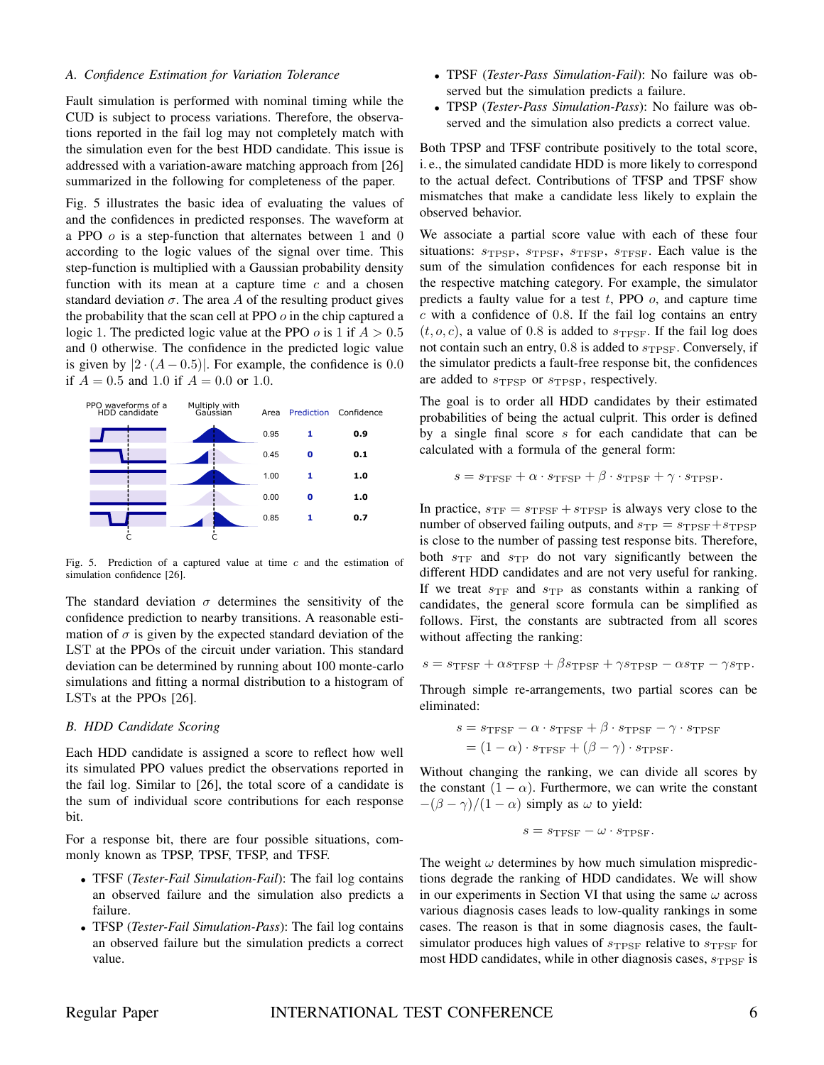### A. Confidence Estimation for Variation Tolerance

Fault simulation is performed with nominal timing while the CUD is subject to process variations. Therefore, the observations reported in the fail log may not completely match with the simulation even for the best HDD candidate. This issue is addressed with a variation-aware matching approach from [26] summarized in the following for completeness of the paper.

Fig. 5 illustrates the basic idea of evaluating the values of and the confidences in predicted responses. The waveform at a PPO $o$ is a step-function that alternates between 1 and 0 according to the logic values of the signal over time. This step-function is multiplied with a Gaussian probability density function with its mean at a capture time $c$ and a chosen standard deviation $\sigma$. The area $A$ of the resulting product gives the probability that the scan cell at PPO $o$ in the chip captured a logic 1. The predicted logic value at the PPO $o$ is 1 if $A > 0.5$ and 0 otherwise. The confidence in the predicted logic value is given by $|2 \cdot (A - 0.5)|$. For example, the confidence is 0.0 if $A = 0.5$ and 1.0 if $A = 0.0$ or 1.0.

| PPO waveforms of a HDD candidate | Multiply with Gaussian | Area | Prediction | Confidence |
|---|---|---|---|---|
| | | 0.95 | 1 | 0.9 |
| | | 0.45 | 0 | 0.1 |
| | | 1.00 | 1 | 1.0 |
| | | 0.00 | 0 | 1.0 |
| | | 0.85 | 1 | 0.7 |

Fig. 5. Prediction of a captured value at time $c$ and the estimation of simulation confidence [26].

The standard deviation $\sigma$ determines the sensitivity of the confidence prediction to nearby transitions. A reasonable estimation of $\sigma$ is given by the expected standard deviation of the LST at the PPOs of the circuit under variation. This standard deviation can be determined by running about 100 monte-carlo simulations and fitting a normal distribution to a histogram of LSTs at the PPOs [26].

### B. HDD Candidate Scoring

Each HDD candidate is assigned a score to reflect how well its simulated PPO values predict the observations reported in the fail log. Similar to [26], the total score of a candidate is the sum of individual score contributions for each response bit.

For a response bit, there are four possible situations, commonly known as TPSP, TPSF, TFSP, and TFSF.

- TFSF (*Tester-Fail Simulation-Fail*): The fail log contains an observed failure and the simulation also predicts a failure.
- TFSP (*Tester-Fail Simulation-Pass*): The fail log contains an observed failure but the simulation predicts a correct value.
- TPSF (*Tester-Pass Simulation-Fail*): No failure was observed but the simulation predicts a failure.
- TPSP (*Tester-Pass Simulation-Pass*): No failure was observed and the simulation also predicts a correct value.

Both TPSP and TFSF contribute positively to the total score, i. e., the simulated candidate HDD is more likely to correspond to the actual defect. Contributions of TFSP and TPSF show mismatches that make a candidate less likely to explain the observed behavior.

We associate a partial score value with each of these four situations: $s_{\text{TPSP}}$, $s_{\text{TPSF}}$, $s_{\text{TFSP}}$, $s_{\text{TFSF}}$. Each value is the sum of the simulation confidences for each response bit in the respective matching category. For example, the simulator predicts a faulty value for a test $t$, PPO $o$, and capture time $c$ with a confidence of 0.8. If the fail log contains an entry $(t, o, c)$, a value of 0.8 is added to $s_{\text{TFSF}}$. If the fail log does not contain such an entry, 0.8 is added to $s_{\text{TPSF}}$. Conversely, if the simulator predicts a fault-free response bit, the confidences are added to $s_{\text{TFSP}}$ or $s_{\text{TPSP}}$, respectively.

The goal is to order all HDD candidates by their estimated probabilities of being the actual culprit. This order is defined by a single final score $s$ for each candidate that can be calculated with a formula of the general form:

$$s = s_{\text{TFSF}} + \alpha \cdot s_{\text{TFSP}} + \beta \cdot s_{\text{TPSF}} + \gamma \cdot s_{\text{TPSP}}.$$

In practice, $s_{\text{TF}} = s_{\text{TFSF}} + s_{\text{TFSP}}$ is always very close to the number of observed failing outputs, and $s_{\text{TP}} = s_{\text{TPSF}} + s_{\text{TPSP}}$ is close to the number of passing test response bits. Therefore, both $s_{\text{TF}}$ and $s_{\text{TP}}$ do not vary significantly between the different HDD candidates and are not very useful for ranking. If we treat $s_{\text{TF}}$ and $s_{\text{TP}}$ as constants within a ranking of candidates, the general score formula can be simplified as follows. First, the constants are subtracted from all scores without affecting the ranking:

$$s = s_{\text{TFSF}} + \alpha s_{\text{TFSP}} + \beta s_{\text{TPSF}} + \gamma s_{\text{TPSP}} - \alpha s_{\text{TF}} - \gamma s_{\text{TP}}.$$

Through simple re-arrangements, two partial scores can be eliminated:

$$\begin{aligned} s &= s_{\text{TFSF}} - \alpha \cdot s_{\text{TFSF}} + \beta \cdot s_{\text{TPSF}} - \gamma \cdot s_{\text{TPSF}} \\ &= (1 - \alpha) \cdot s_{\text{TFSF}} + (\beta - \gamma) \cdot s_{\text{TPSF}}. \end{aligned}$$

Without changing the ranking, we can divide all scores by the constant $(1 - \alpha)$. Furthermore, we can write the constant $-(\beta - \gamma)/(1 - \alpha)$ simply as $\omega$ to yield:

$$s = s_{\text{TFSF}} - \omega \cdot s_{\text{TPSF}}.$$

The weight $\omega$ determines by how much simulation mispredictions degrade the ranking of HDD candidates. We will show in our experiments in Section VI that using the same $\omega$ across various diagnosis cases leads to low-quality rankings in some cases. The reason is that in some diagnosis cases, the fault-simulator produces high values of $s_{\text{TPSF}}$ relative to $s_{\text{TFSF}}$ for most HDD candidates, while in other diagnosis cases, $s_{\text{TPSF}}$ is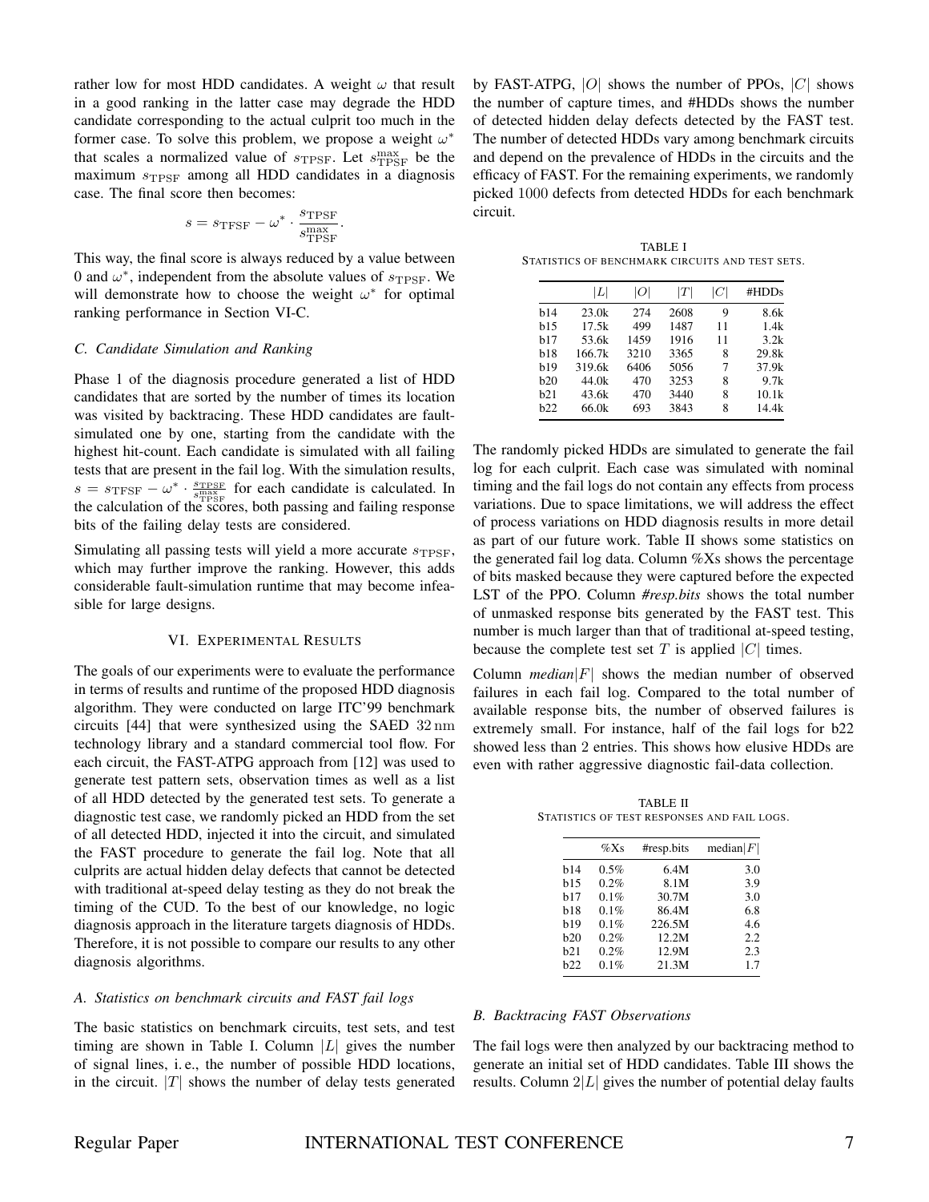rather low for most HDD candidates. A weight $\omega$ that result in a good ranking in the latter case may degrade the HDD candidate corresponding to the actual culprit too much in the former case. To solve this problem, we propose a weight $\omega^*$ that scales a normalized value of $s_{\text{TPSF}}$. Let $s_{\text{TPSF}}^{\max}$ be the maximum $s_{\text{TPSF}}$ among all HDD candidates in a diagnosis case. The final score then becomes:

$$s = s_{\text{TFSF}} - \omega^* \cdot \frac{s_{\text{TPSF}}}{s_{\text{TPSF}}^{\max}}.$$

This way, the final score is always reduced by a value between 0 and $\omega^*$, independent from the absolute values of $s_{\text{TPSF}}$. We will demonstrate how to choose the weight $\omega^*$ for optimal ranking performance in Section VI-C.

### C. Candidate Simulation and Ranking

Phase 1 of the diagnosis procedure generated a list of HDD candidates that are sorted by the number of times its location was visited by backtracing. These HDD candidates are fault-simulated one by one, starting from the candidate with the highest hit-count. Each candidate is simulated with all failing tests that are present in the fail log. With the simulation results, $s = s_{\text{TFSF}} - \omega^* \cdot \frac{s_{\text{TPSF}}}{s_{\text{TPSF}}^{\max}}$ for each candidate is calculated. In the calculation of the scores, both passing and failing response bits of the failing delay tests are considered.

Simulating all passing tests will yield a more accurate $s_{\text{TPSF}}$, which may further improve the ranking. However, this adds considerable fault-simulation runtime that may become infeasible for large designs.

## VI. Experimental Results

The goals of our experiments were to evaluate the performance in terms of results and runtime of the proposed HDD diagnosis algorithm. They were conducted on large ITC'99 benchmark circuits [44] that were synthesized using the SAED 32 nm technology library and a standard commercial tool flow. For each circuit, the FAST-ATPG approach from [12] was used to generate test pattern sets, observation times as well as a list of all HDD detected by the generated test sets. To generate a diagnostic test case, we randomly picked an HDD from the set of all detected HDD, injected it into the circuit, and simulated the FAST procedure to generate the fail log. Note that all culprits are actual hidden delay defects that cannot be detected with traditional at-speed delay testing as they do not break the timing of the CUD. To the best of our knowledge, no logic diagnosis approach in the literature targets diagnosis of HDDs. Therefore, it is not possible to compare our results to any other diagnosis algorithms.

### A. Statistics on benchmark circuits and FAST fail logs

The basic statistics on benchmark circuits, test sets, and test timing are shown in Table I. Column $|L|$ gives the number of signal lines, i. e., the number of possible HDD locations, in the circuit. $|T|$ shows the number of delay tests generated by FAST-ATPG, $|O|$ shows the number of PPOs, $|C|$ shows the number of capture times, and #HDDs shows the number of detected hidden delay defects detected by the FAST test. The number of detected HDDs vary among benchmark circuits and depend on the prevalence of HDDs in the circuits and the efficacy of FAST. For the remaining experiments, we randomly picked 1000 defects from detected HDDs for each benchmark circuit.

TABLE I
Statistics of benchmark circuits and test sets.

| | $\|L\|$ | $\|O\|$ | $\|T\|$ | $\|C\|$ | #HDDs |
|---|---|---|---|---|---|
| b14 | 23.0k | 274 | 2608 | 9 | 8.6k |
| b15 | 17.5k | 499 | 1487 | 11 | 1.4k |
| b17 | 53.6k | 1459 | 1916 | 11 | 3.2k |
| b18 | 166.7k | 3210 | 3365 | 8 | 29.8k |
| b19 | 319.6k | 6406 | 5056 | 7 | 37.9k |
| b20 | 44.0k | 470 | 3253 | 8 | 9.7k |
| b21 | 43.6k | 470 | 3440 | 8 | 10.1k |
| b22 | 66.0k | 693 | 3843 | 8 | 14.4k |

The randomly picked HDDs are simulated to generate the fail log for each culprit. Each case was simulated with nominal timing and the fail logs do not contain any effects from process variations. Due to space limitations, we will address the effect of process variations on HDD diagnosis results in more detail as part of our future work. Table II shows some statistics on the generated fail log data. Column %Xs shows the percentage of bits masked because they were captured before the expected LST of the PPO. Column *#resp.bits* shows the total number of unmasked response bits generated by the FAST test. This number is much larger than that of traditional at-speed testing, because the complete test set $T$ is applied $|C|$ times.

Column *median*$|F|$ shows the median number of observed failures in each fail log. Compared to the total number of available response bits, the number of observed failures is extremely small. For instance, half of the fail logs for b22 showed less than 2 entries. This shows how elusive HDDs are even with rather aggressive diagnostic fail-data collection.

TABLE II
Statistics of test responses and fail logs.

| | %Xs | #resp.bits | median$\|F\|$ |
|---|---|---|---|
| b14 | 0.5% | 6.4M | 3.0 |
| b15 | 0.2% | 8.1M | 3.9 |
| b17 | 0.1% | 30.7M | 3.0 |
| b18 | 0.1% | 86.4M | 6.8 |
| b19 | 0.1% | 226.5M | 4.6 |
| b20 | 0.2% | 12.2M | 2.2 |
| b21 | 0.2% | 12.9M | 2.3 |
| b22 | 0.1% | 21.3M | 1.7 |

### B. Backtracing FAST Observations

The fail logs were then analyzed by our backtracing method to generate an initial set of HDD candidates. Table III shows the results. Column $2|L|$ gives the number of potential delay faults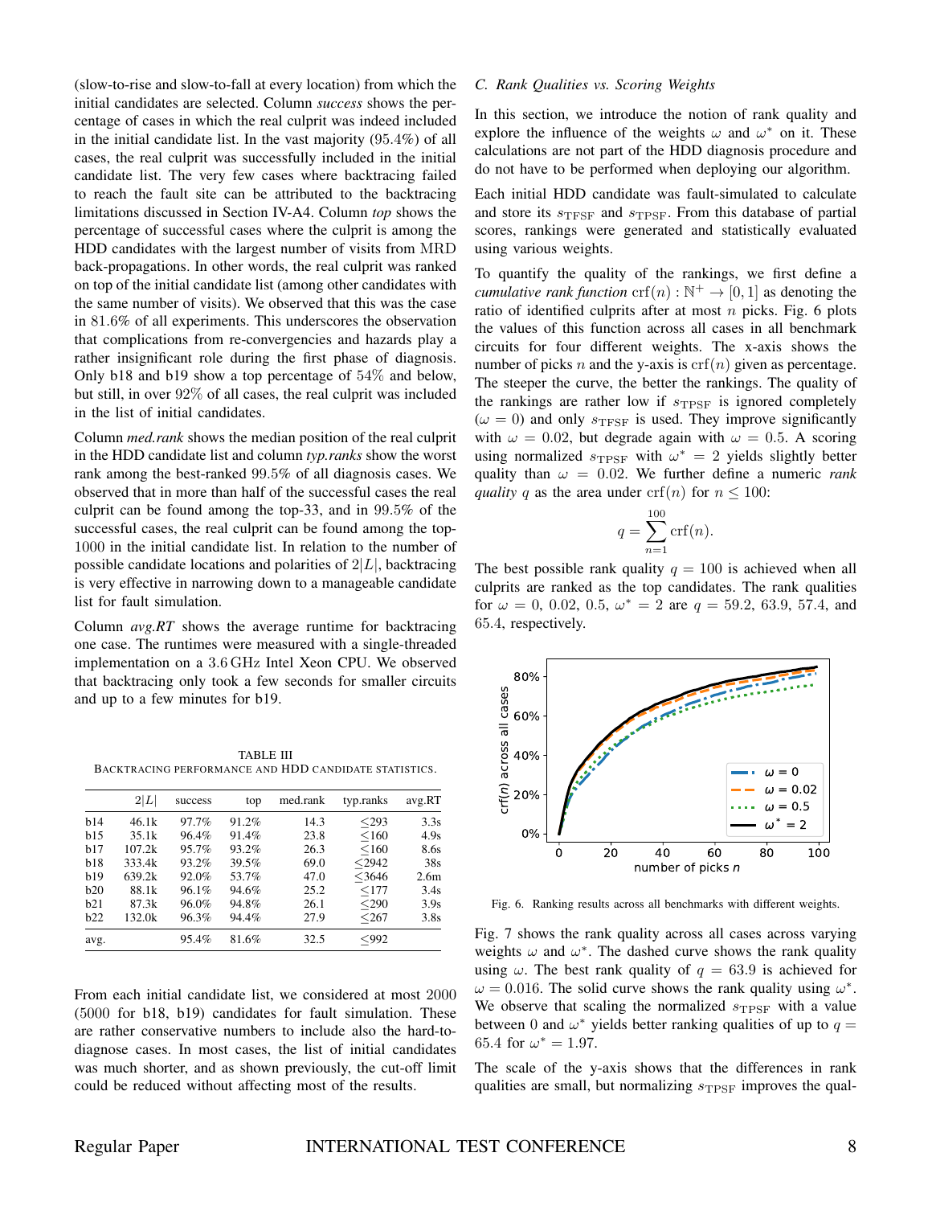(slow-to-rise and slow-to-fall at every location) from which the initial candidates are selected. Column *success* shows the percentage of cases in which the real culprit was indeed included in the initial candidate list. In the vast majority (95.4%) of all cases, the real culprit was successfully included in the initial candidate list. The very few cases where backtracing failed to reach the fault site can be attributed to the backtracing limitations discussed in Section IV-A4. Column *top* shows the percentage of successful cases where the culprit is among the HDD candidates with the largest number of visits from MRD back-propagations. In other words, the real culprit was ranked on top of the initial candidate list (among other candidates with the same number of visits). We observed that this was the case in 81.6% of all experiments. This underscores the observation that complications from re-convergencies and hazards play a rather insignificant role during the first phase of diagnosis. Only b18 and b19 show a top percentage of 54% and below, but still, in over 92% of all cases, the real culprit was included in the list of initial candidates.

Column *med.rank* shows the median position of the real culprit in the HDD candidate list and column *typ.ranks* show the worst rank among the best-ranked 99.5% of all diagnosis cases. We observed that in more than half of the successful cases the real culprit can be found among the top-33, and in 99.5% of the successful cases, the real culprit can be found among the top-1000 in the initial candidate list. In relation to the number of possible candidate locations and polarities of $2|L|$, backtracing is very effective in narrowing down to a manageable candidate list for fault simulation.

Column *avg.RT* shows the average runtime for backtracing one case. The runtimes were measured with a single-threaded implementation on a 3.6 GHz Intel Xeon CPU. We observed that backtracing only took a few seconds for smaller circuits and up to a few minutes for b19.

TABLE III
BACKTRACING PERFORMANCE AND HDD CANDIDATE STATISTICS.

| | $2\|L\|$ | success | top | med.rank | typ.ranks | avg.RT |
|---|---|---|---|---|---|---|
| b14 | 46.1k | 97.7% | 91.2% | 14.3 | ≤293 | 3.3s |
| b15 | 35.1k | 96.4% | 91.4% | 23.8 | ≤160 | 4.9s |
| b17 | 107.2k | 95.7% | 93.2% | 26.3 | ≤160 | 8.6s |
| b18 | 333.4k | 93.2% | 39.5% | 69.0 | ≤2942 | 38s |
| b19 | 639.2k | 92.0% | 53.7% | 47.0 | ≤3646 | 2.6m |
| b20 | 88.1k | 96.1% | 94.6% | 25.2 | ≤177 | 3.4s |
| b21 | 87.3k | 96.0% | 94.8% | 26.1 | ≤290 | 3.9s |
| b22 | 132.0k | 96.3% | 94.4% | 27.9 | ≤267 | 3.8s |
| avg. | | 95.4% | 81.6% | 32.5 | ≤992 | |

From each initial candidate list, we considered at most 2000 (5000 for b18, b19) candidates for fault simulation. These are rather conservative numbers to include also the hard-to-diagnose cases. In most cases, the list of initial candidates was much shorter, and as shown previously, the cut-off limit could be reduced without affecting most of the results.

### C. Rank Qualities vs. Scoring Weights

In this section, we introduce the notion of rank quality and explore the influence of the weights $\omega$ and $\omega^*$ on it. These calculations are not part of the HDD diagnosis procedure and do not have to be performed when deploying our algorithm.

Each initial HDD candidate was fault-simulated to calculate and store its $s_{\mathrm{TFSF}}$ and $s_{\mathrm{TPSF}}$. From this database of partial scores, rankings were generated and statistically evaluated using various weights.

To quantify the quality of the rankings, we first define a *cumulative rank function* $\mathrm{crf}(n) : \mathbb{N}^+ \to [0, 1]$ as denoting the ratio of identified culprits after at most $n$ picks. Fig. 6 plots the values of this function across all cases in all benchmark circuits for four different weights. The x-axis shows the number of picks $n$ and the y-axis is $\mathrm{crf}(n)$ given as percentage. The steeper the curve, the better the rankings. The quality of the rankings are rather low if $s_{\mathrm{TPSF}}$ is ignored completely ($\omega = 0$) and only $s_{\mathrm{TFSF}}$ is used. They improve significantly with $\omega = 0.02$, but degrade again with $\omega = 0.5$. A scoring using normalized $s_{\mathrm{TPSF}}$ with $\omega^* = 2$ yields slightly better quality than $\omega = 0.02$. We further define a numeric *rank quality* $q$ as the area under $\mathrm{crf}(n)$ for $n \leq 100$:

$$q = \sum_{n=1}^{100} \mathrm{crf}(n).$$

The best possible rank quality $q = 100$ is achieved when all culprits are ranked as the top candidates. The rank qualities for $\omega = 0,\ 0.02,\ 0.5,\ \omega^* = 2$ are $q = 59.2,\ 63.9,\ 57.4$, and $65.4$, respectively.

Fig. 6. Ranking results across all benchmarks with different weights.

Fig. 7 shows the rank quality across all cases across varying weights $\omega$ and $\omega^*$. The dashed curve shows the rank quality using $\omega$. The best rank quality of $q = 63.9$ is achieved for $\omega = 0.016$. The solid curve shows the rank quality using $\omega^*$. We observe that scaling the normalized $s_{\mathrm{TPSF}}$ with a value between 0 and $\omega^*$ yields better ranking qualities of up to $q = 65.4$ for $\omega^* = 1.97$.

The scale of the y-axis shows that the differences in rank qualities are small, but normalizing $s_{\mathrm{TPSF}}$ improves the qual-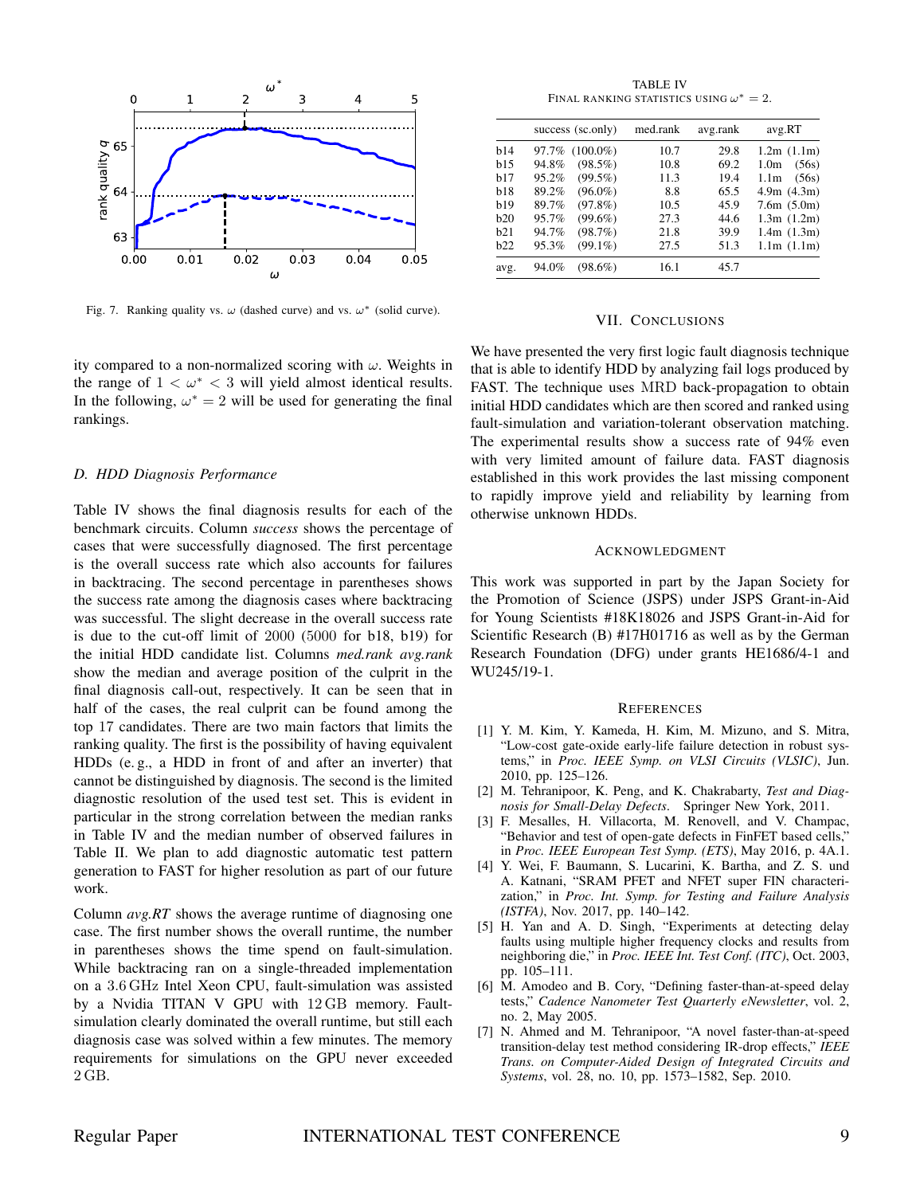Fig. 7. Ranking quality vs. $\omega$ (dashed curve) and vs. $\omega^*$ (solid curve).

ity compared to a non-normalized scoring with $\omega$. Weights in the range of $1 < \omega^* < 3$ will yield almost identical results. In the following, $\omega^* = 2$ will be used for generating the final rankings.

### D. HDD Diagnosis Performance

Table IV shows the final diagnosis results for each of the benchmark circuits. Column *success* shows the percentage of cases that were successfully diagnosed. The first percentage is the overall success rate which also accounts for failures in backtracing. The second percentage in parentheses shows the success rate among the diagnosis cases where backtracing was successful. The slight decrease in the overall success rate is due to the cut-off limit of 2000 (5000 for b18, b19) for the initial HDD candidate list. Columns *med.rank avg.rank* show the median and average position of the culprit in the final diagnosis call-out, respectively. It can be seen that in half of the cases, the real culprit can be found among the top 17 candidates. There are two main factors that limits the ranking quality. The first is the possibility of having equivalent HDDs (e. g., a HDD in front of and after an inverter) that cannot be distinguished by diagnosis. The second is the limited diagnostic resolution of the used test set. This is evident in particular in the strong correlation between the median ranks in Table IV and the median number of observed failures in Table II. We plan to add diagnostic automatic test pattern generation to FAST for higher resolution as part of our future work.

Column *avg.RT* shows the average runtime of diagnosing one case. The first number shows the overall runtime, the number in parentheses shows the time spend on fault-simulation. While backtracing ran on a single-threaded implementation on a 3.6 GHz Intel Xeon CPU, fault-simulation was assisted by a Nvidia TITAN V GPU with 12 GB memory. Fault-simulation clearly dominated the overall runtime, but still each diagnosis case was solved within a few minutes. The memory requirements for simulations on the GPU never exceeded 2 GB.

TABLE IV
FINAL RANKING STATISTICS USING $\omega^* = 2$.

| | success (sc.only) | med.rank | avg.rank | avg.RT |
|---|---|---|---|---|
| b14 | 97.7% (100.0%) | 10.7 | 29.8 | 1.2m (1.1m) |
| b15 | 94.8% (98.5%) | 10.8 | 69.2 | 1.0m (56s) |
| b17 | 95.2% (99.5%) | 11.3 | 19.4 | 1.1m (56s) |
| b18 | 89.2% (96.0%) | 8.8 | 65.5 | 4.9m (4.3m) |
| b19 | 89.7% (97.8%) | 10.5 | 45.9 | 7.6m (5.0m) |
| b20 | 95.7% (99.6%) | 27.3 | 44.6 | 1.3m (1.2m) |
| b21 | 94.7% (98.7%) | 21.8 | 39.9 | 1.4m (1.3m) |
| b22 | 95.3% (99.1%) | 27.5 | 51.3 | 1.1m (1.1m) |
| avg. | 94.0% (98.6%) | 16.1 | 45.7 | |

## VII. CONCLUSIONS

We have presented the very first logic fault diagnosis technique that is able to identify HDD by analyzing fail logs produced by FAST. The technique uses MRD back-propagation to obtain initial HDD candidates which are then scored and ranked using fault-simulation and variation-tolerant observation matching. The experimental results show a success rate of 94% even with very limited amount of failure data. FAST diagnosis established in this work provides the last missing component to rapidly improve yield and reliability by learning from otherwise unknown HDDs.

## ACKNOWLEDGMENT

This work was supported in part by the Japan Society for the Promotion of Science (JSPS) under JSPS Grant-in-Aid for Young Scientists #18K18026 and JSPS Grant-in-Aid for Scientific Research (B) #17H01716 as well as by the German Research Foundation (DFG) under grants HE1686/4-1 and WU245/19-1.

## REFERENCES

[1] Y. M. Kim, Y. Kameda, H. Kim, M. Mizuno, and S. Mitra, "Low-cost gate-oxide early-life failure detection in robust systems," in *Proc. IEEE Symp. on VLSI Circuits (VLSIC)*, Jun. 2010, pp. 125–126.

[2] M. Tehranipoor, K. Peng, and K. Chakrabarty, *Test and Diagnosis for Small-Delay Defects*. Springer New York, 2011.

[3] F. Mesalles, H. Villacorta, M. Renovell, and V. Champac, "Behavior and test of open-gate defects in FinFET based cells," in *Proc. IEEE European Test Symp. (ETS)*, May 2016, p. 4A.1.

[4] Y. Wei, F. Baumann, S. Lucarini, K. Bartha, and Z. S. und A. Katnani, "SRAM PFET and NFET super FIN characterization," in *Proc. Int. Symp. for Testing and Failure Analysis (ISTFA)*, Nov. 2017, pp. 140–142.

[5] H. Yan and A. D. Singh, "Experiments at detecting delay faults using multiple higher frequency clocks and results from neighboring die," in *Proc. IEEE Int. Test Conf. (ITC)*, Oct. 2003, pp. 105–111.

[6] M. Amodeo and B. Cory, "Defining faster-than-at-speed delay tests," *Cadence Nanometer Test Quarterly eNewsletter*, vol. 2, no. 2, May 2005.

[7] N. Ahmed and M. Tehranipoor, "A novel faster-than-at-speed transition-delay test method considering IR-drop effects," *IEEE Trans. on Computer-Aided Design of Integrated Circuits and Systems*, vol. 28, no. 10, pp. 1573–1582, Sep. 2010.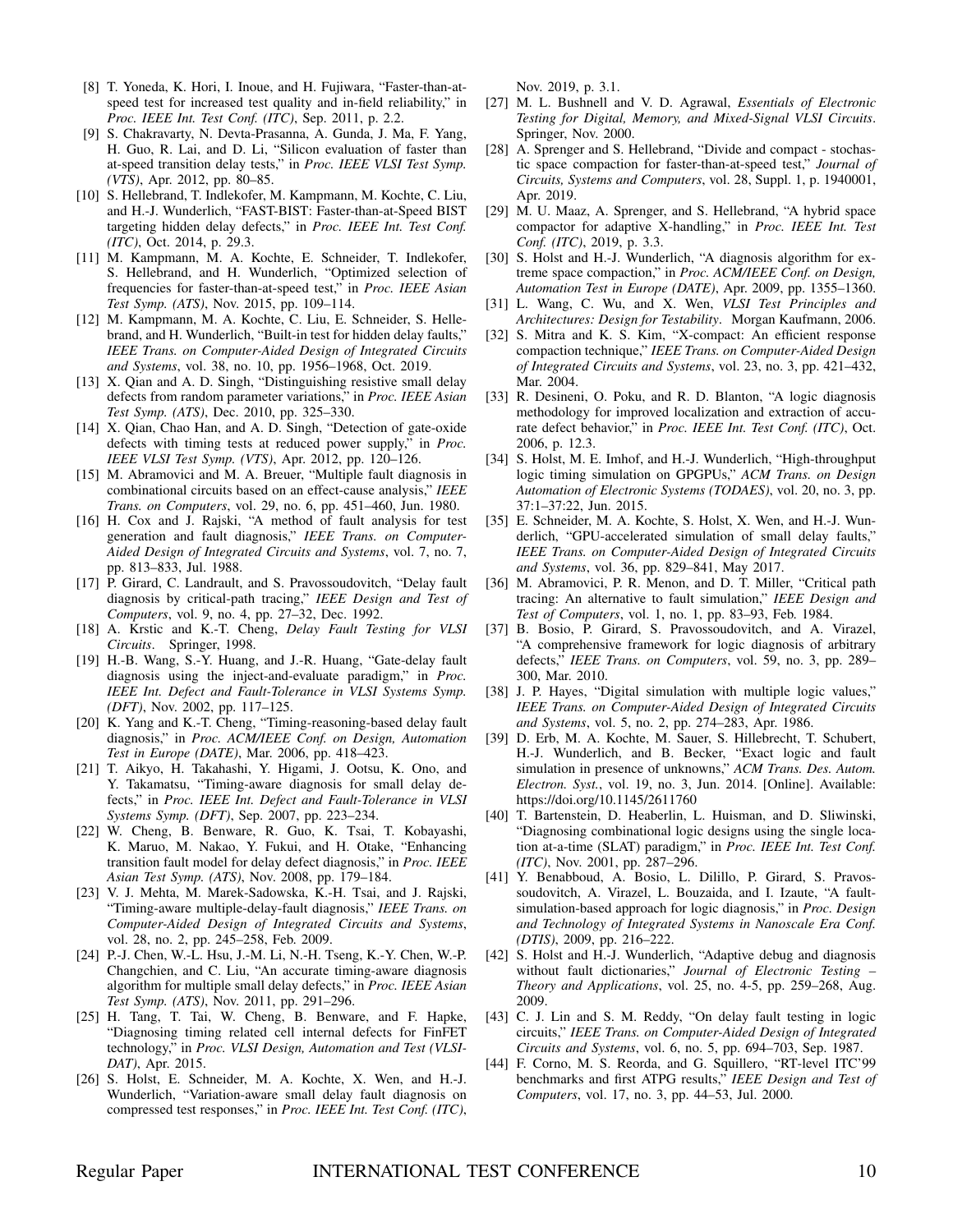[8] T. Yoneda, K. Hori, I. Inoue, and H. Fujiwara, "Faster-than-at-speed test for increased test quality and in-field reliability," in *Proc. IEEE Int. Test Conf. (ITC)*, Sep. 2011, p. 2.2.

[9] S. Chakravarty, N. Devta-Prasanna, A. Gunda, J. Ma, F. Yang, H. Guo, R. Lai, and D. Li, "Silicon evaluation of faster than at-speed transition delay tests," in *Proc. IEEE VLSI Test Symp. (VTS)*, Apr. 2012, pp. 80–85.

[10] S. Hellebrand, T. Indlekofer, M. Kampmann, M. Kochte, C. Liu, and H.-J. Wunderlich, "FAST-BIST: Faster-than-at-Speed BIST targeting hidden delay defects," in *Proc. IEEE Int. Test Conf. (ITC)*, Oct. 2014, p. 29.3.

[11] M. Kampmann, M. A. Kochte, E. Schneider, T. Indlekofer, S. Hellebrand, and H. Wunderlich, "Optimized selection of frequencies for faster-than-at-speed test," in *Proc. IEEE Asian Test Symp. (ATS)*, Nov. 2015, pp. 109–114.

[12] M. Kampmann, M. A. Kochte, C. Liu, E. Schneider, S. Hellebrand, and H. Wunderlich, "Built-in test for hidden delay faults," *IEEE Trans. on Computer-Aided Design of Integrated Circuits and Systems*, vol. 38, no. 10, pp. 1956–1968, Oct. 2019.

[13] X. Qian and A. D. Singh, "Distinguishing resistive small delay defects from random parameter variations," in *Proc. IEEE Asian Test Symp. (ATS)*, Dec. 2010, pp. 325–330.

[14] X. Qian, Chao Han, and A. D. Singh, "Detection of gate-oxide defects with timing tests at reduced power supply," in *Proc. IEEE VLSI Test Symp. (VTS)*, Apr. 2012, pp. 120–126.

[15] M. Abramovici and M. A. Breuer, "Multiple fault diagnosis in combinational circuits based on an effect-cause analysis," *IEEE Trans. on Computers*, vol. 29, no. 6, pp. 451–460, Jun. 1980.

[16] H. Cox and J. Rajski, "A method of fault analysis for test generation and fault diagnosis," *IEEE Trans. on Computer-Aided Design of Integrated Circuits and Systems*, vol. 7, no. 7, pp. 813–833, Jul. 1988.

[17] P. Girard, C. Landrault, and S. Pravossoudovitch, "Delay fault diagnosis by critical-path tracing," *IEEE Design and Test of Computers*, vol. 9, no. 4, pp. 27–32, Dec. 1992.

[18] A. Krstic and K.-T. Cheng, *Delay Fault Testing for VLSI Circuits*. Springer, 1998.

[19] H.-B. Wang, S.-Y. Huang, and J.-R. Huang, "Gate-delay fault diagnosis using the inject-and-evaluate paradigm," in *Proc. IEEE Int. Defect and Fault-Tolerance in VLSI Systems Symp. (DFT)*, Nov. 2002, pp. 117–125.

[20] K. Yang and K.-T. Cheng, "Timing-reasoning-based delay fault diagnosis," in *Proc. ACM/IEEE Conf. on Design, Automation Test in Europe (DATE)*, Mar. 2006, pp. 418–423.

[21] T. Aikyo, H. Takahashi, Y. Higami, J. Ootsu, K. Ono, and Y. Takamatsu, "Timing-aware diagnosis for small delay defects," in *Proc. IEEE Int. Defect and Fault-Tolerance in VLSI Systems Symp. (DFT)*, Sep. 2007, pp. 223–234.

[22] W. Cheng, B. Benware, R. Guo, K. Tsai, T. Kobayashi, K. Maruo, M. Nakao, Y. Fukui, and H. Otake, "Enhancing transition fault model for delay defect diagnosis," in *Proc. IEEE Asian Test Symp. (ATS)*, Nov. 2008, pp. 179–184.

[23] V. J. Mehta, M. Marek-Sadowska, K.-H. Tsai, and J. Rajski, "Timing-aware multiple-delay-fault diagnosis," *IEEE Trans. on Computer-Aided Design of Integrated Circuits and Systems*, vol. 28, no. 2, pp. 245–258, Feb. 2009.

[24] P.-J. Chen, W.-L. Hsu, J.-M. Li, N.-H. Tseng, K.-Y. Chen, W.-P. Changchien, and C. Liu, "An accurate timing-aware diagnosis algorithm for multiple small delay defects," in *Proc. IEEE Asian Test Symp. (ATS)*, Nov. 2011, pp. 291–296.

[25] H. Tang, T. Tai, W. Cheng, B. Benware, and F. Hapke, "Diagnosing timing related cell internal defects for FinFET technology," in *Proc. VLSI Design, Automation and Test (VLSI-DAT)*, Apr. 2015.

[26] S. Holst, E. Schneider, M. A. Kochte, X. Wen, and H.-J. Wunderlich, "Variation-aware small delay fault diagnosis on compressed test responses," in *Proc. IEEE Int. Test Conf. (ITC)*, Nov. 2019, p. 3.1.

[27] M. L. Bushnell and V. D. Agrawal, *Essentials of Electronic Testing for Digital, Memory, and Mixed-Signal VLSI Circuits*. Springer, Nov. 2000.

[28] A. Sprenger and S. Hellebrand, "Divide and compact - stochastic space compaction for faster-than-at-speed test," *Journal of Circuits, Systems and Computers*, vol. 28, Suppl. 1, p. 1940001, Apr. 2019.

[29] M. U. Maaz, A. Sprenger, and S. Hellebrand, "A hybrid space compactor for adaptive X-handling," in *Proc. IEEE Int. Test Conf. (ITC)*, 2019, p. 3.3.

[30] S. Holst and H.-J. Wunderlich, "A diagnosis algorithm for extreme space compaction," in *Proc. ACM/IEEE Conf. on Design, Automation Test in Europe (DATE)*, Apr. 2009, pp. 1355–1360.

[31] L. Wang, C. Wu, and X. Wen, *VLSI Test Principles and Architectures: Design for Testability*. Morgan Kaufmann, 2006.

[32] S. Mitra and K. S. Kim, "X-compact: An efficient response compaction technique," *IEEE Trans. on Computer-Aided Design of Integrated Circuits and Systems*, vol. 23, no. 3, pp. 421–432, Mar. 2004.

[33] R. Desineni, O. Poku, and R. D. Blanton, "A logic diagnosis methodology for improved localization and extraction of accurate defect behavior," in *Proc. IEEE Int. Test Conf. (ITC)*, Oct. 2006, p. 12.3.

[34] S. Holst, M. E. Imhof, and H.-J. Wunderlich, "High-throughput logic timing simulation on GPGPUs," *ACM Trans. on Design Automation of Electronic Systems (TODAES)*, vol. 20, no. 3, pp. 37:1–37:22, Jun. 2015.

[35] E. Schneider, M. A. Kochte, S. Holst, X. Wen, and H.-J. Wunderlich, "GPU-accelerated simulation of small delay faults," *IEEE Trans. on Computer-Aided Design of Integrated Circuits and Systems*, vol. 36, pp. 829–841, May 2017.

[36] M. Abramovici, P. R. Menon, and D. T. Miller, "Critical path tracing: An alternative to fault simulation," *IEEE Design and Test of Computers*, vol. 1, no. 1, pp. 83–93, Feb. 1984.

[37] B. Bosio, P. Girard, S. Pravossoudovitch, and A. Virazel, "A comprehensive framework for logic diagnosis of arbitrary defects," *IEEE Trans. on Computers*, vol. 59, no. 3, pp. 289–300, Mar. 2010.

[38] J. P. Hayes, "Digital simulation with multiple logic values," *IEEE Trans. on Computer-Aided Design of Integrated Circuits and Systems*, vol. 5, no. 2, pp. 274–283, Apr. 1986.

[39] D. Erb, M. A. Kochte, M. Sauer, S. Hillebrecht, T. Schubert, H.-J. Wunderlich, and B. Becker, "Exact logic and fault simulation in presence of unknowns," *ACM Trans. Des. Autom. Electron. Syst.*, vol. 19, no. 3, Jun. 2014. [Online]. Available: https://doi.org/10.1145/2611760

[40] T. Bartenstein, D. Heaberlin, L. Huisman, and D. Sliwinski, "Diagnosing combinational logic designs using the single location at-a-time (SLAT) paradigm," in *Proc. IEEE Int. Test Conf. (ITC)*, Nov. 2001, pp. 287–296.

[41] Y. Benabboud, A. Bosio, L. Dilillo, P. Girard, S. Pravossoudovitch, A. Virazel, L. Bouzaida, and I. Izaute, "A fault-simulation-based approach for logic diagnosis," in *Proc. Design and Technology of Integrated Systems in Nanoscale Era Conf. (DTIS)*, 2009, pp. 216–222.

[42] S. Holst and H.-J. Wunderlich, "Adaptive debug and diagnosis without fault dictionaries," *Journal of Electronic Testing – Theory and Applications*, vol. 25, no. 4-5, pp. 259–268, Aug. 2009.

[43] C. J. Lin and S. M. Reddy, "On delay fault testing in logic circuits," *IEEE Trans. on Computer-Aided Design of Integrated Circuits and Systems*, vol. 6, no. 5, pp. 694–703, Sep. 1987.

[44] F. Corno, M. S. Reorda, and G. Squillero, "RT-level ITC'99 benchmarks and first ATPG results," *IEEE Design and Test of Computers*, vol. 17, no. 3, pp. 44–53, Jul. 2000.